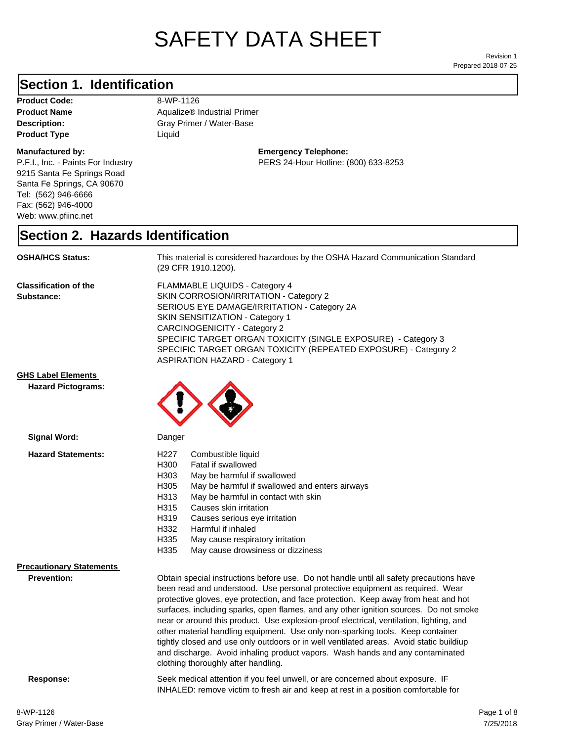# SAFETY DATA SHEET

Revision 1
Prepared 2018-07-25

## Section 1. Identification

**Product Code:** 8-WP-1126
**Product Name** Aqualize® Industrial Primer
**Description:** Gray Primer / Water-Base
**Product Type** Liquid

**Manufactured by:**
P.F.I., Inc. - Paints For Industry
9215 Santa Fe Springs Road
Santa Fe Springs, CA 90670
Tel: (562) 946-6666
Fax: (562) 946-4000
Web: www.pfiinc.net

**Emergency Telephone:**
PERS 24-Hour Hotline: (800) 633-8253

## Section 2. Hazards Identification

**OSHA/HCS Status:** This material is considered hazardous by the OSHA Hazard Communication Standard (29 CFR 1910.1200).

**Classification of the Substance:**
FLAMMABLE LIQUIDS - Category 4
SKIN CORROSION/IRRITATION - Category 2
SERIOUS EYE DAMAGE/IRRITATION - Category 2A
SKIN SENSITIZATION - Category 1
CARCINOGENICITY - Category 2
SPECIFIC TARGET ORGAN TOXICITY (SINGLE EXPOSURE) - Category 3
SPECIFIC TARGET ORGAN TOXICITY (REPEATED EXPOSURE) - Category 2
ASPIRATION HAZARD - Category 1

**GHS Label Elements**

**Hazard Pictograms:**

**Signal Word:** Danger

**Hazard Statements:**

| | |
|---|---|
| H227 | Combustible liquid |
| H300 | Fatal if swallowed |
| H303 | May be harmful if swallowed |
| H305 | May be harmful if swallowed and enters airways |
| H313 | May be harmful in contact with skin |
| H315 | Causes skin irritation |
| H319 | Causes serious eye irritation |
| H332 | Harmful if inhaled |
| H335 | May cause respiratory irritation |
| H335 | May cause drowsiness or dizziness |

**Precautionary Statements**

**Prevention:** Obtain special instructions before use. Do not handle until all safety precautions have been read and understood. Use personal protective equipment as required. Wear protective gloves, eye protection, and face protection. Keep away from heat and hot surfaces, including sparks, open flames, and any other ignition sources. Do not smoke near or around this product. Use explosion-proof electrical, ventilation, lighting, and other material handling equipment. Use only non-sparking tools. Keep container tightly closed and use only outdoors or in well ventilated areas. Avoid static buildiup and discharge. Avoid inhaling product vapors. Wash hands and any contaminated clothing thoroughly after handling.

**Response:** Seek medical attention if you feel unwell, or are concerned about exposure. IF INHALED: remove victim to fresh air and keep at rest in a position comfortable for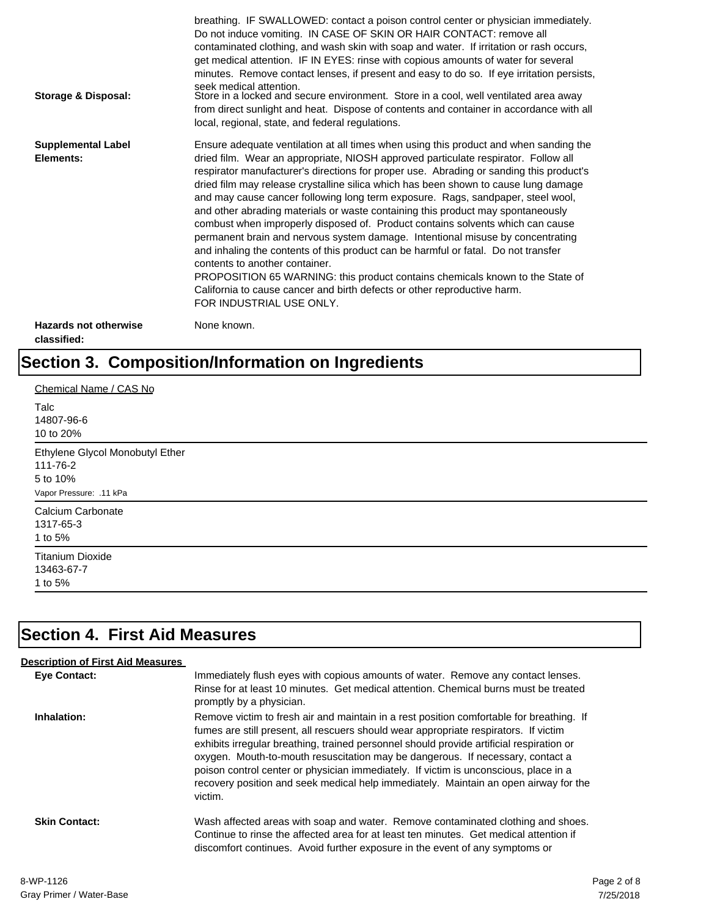breathing. IF SWALLOWED: contact a poison control center or physician immediately. Do not induce vomiting. IN CASE OF SKIN OR HAIR CONTACT: remove all contaminated clothing, and wash skin with soap and water. If irritation or rash occurs, get medical attention. IF IN EYES: rinse with copious amounts of water for several minutes. Remove contact lenses, if present and easy to do so. If eye irritation persists, seek medical attention.

**Storage & Disposal:** Store in a locked and secure environment. Store in a cool, well ventilated area away from direct sunlight and heat. Dispose of contents and container in accordance with all local, regional, state, and federal regulations.

**Supplemental Label Elements:** Ensure adequate ventilation at all times when using this product and when sanding the dried film. Wear an appropriate, NIOSH approved particulate respirator. Follow all respirator manufacturer's directions for proper use. Abrading or sanding this product's dried film may release crystalline silica which has been shown to cause lung damage and may cause cancer following long term exposure. Rags, sandpaper, steel wool, and other abrading materials or waste containing this product may spontaneously combust when improperly disposed of. Product contains solvents which can cause permanent brain and nervous system damage. Intentional misuse by concentrating and inhaling the contents of this product can be harmful or fatal. Do not transfer contents to another container.
PROPOSITION 65 WARNING: this product contains chemicals known to the State of California to cause cancer and birth defects or other reproductive harm.
FOR INDUSTRIAL USE ONLY.

**Hazards not otherwise classified:** None known.

# Section 3. Composition/Information on Ingredients

Chemical Name / CAS No

Talc
14807-96-6
10 to 20%

---

Ethylene Glycol Monobutyl Ether
111-76-2
5 to 10%
Vapor Pressure: .11 kPa

---

Calcium Carbonate
1317-65-3
1 to 5%

---

Titanium Dioxide
13463-67-7
1 to 5%

---

# Section 4. First Aid Measures

**Description of First Aid Measures**

**Eye Contact:** Immediately flush eyes with copious amounts of water. Remove any contact lenses. Rinse for at least 10 minutes. Get medical attention. Chemical burns must be treated promptly by a physician.

**Inhalation:** Remove victim to fresh air and maintain in a rest position comfortable for breathing. If fumes are still present, all rescuers should wear appropriate respirators. If victim exhibits irregular breathing, trained personnel should provide artificial respiration or oxygen. Mouth-to-mouth resuscitation may be dangerous. If necessary, contact a poison control center or physician immediately. If victim is unconscious, place in a recovery position and seek medical help immediately. Maintain an open airway for the victim.

**Skin Contact:** Wash affected areas with soap and water. Remove contaminated clothing and shoes. Continue to rinse the affected area for at least ten minutes. Get medical attention if discomfort continues. Avoid further exposure in the event of any symptoms or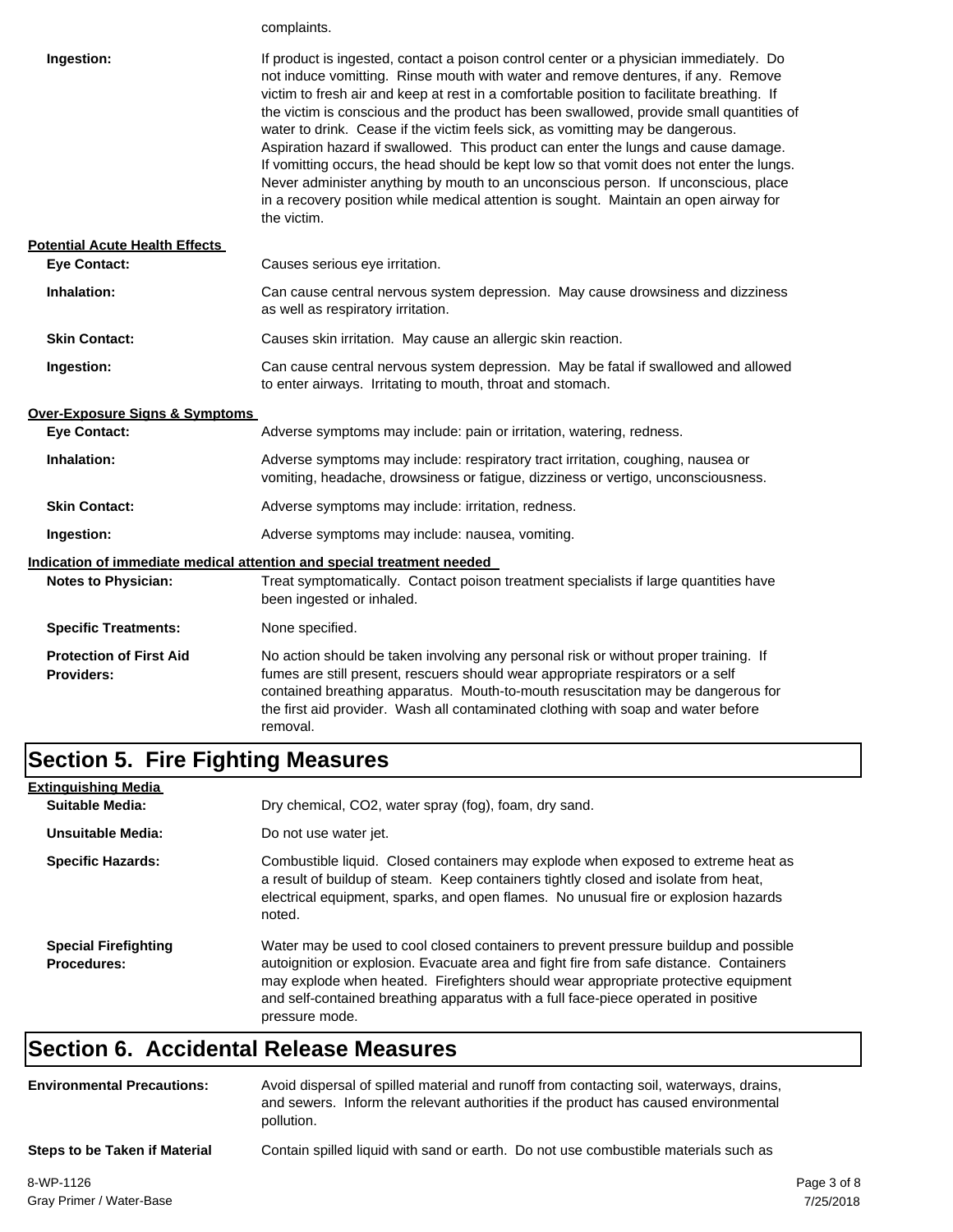complaints.

**Ingestion:** If product is ingested, contact a poison control center or a physician immediately. Do not induce vomitting. Rinse mouth with water and remove dentures, if any. Remove victim to fresh air and keep at rest in a comfortable position to facilitate breathing. If the victim is conscious and the product has been swallowed, provide small quantities of water to drink. Cease if the victim feels sick, as vomitting may be dangerous. Aspiration hazard if swallowed. This product can enter the lungs and cause damage. If vomitting occurs, the head should be kept low so that vomit does not enter the lungs. Never administer anything by mouth to an unconscious person. If unconscious, place in a recovery position while medical attention is sought. Maintain an open airway for the victim.

**Potential Acute Health Effects**

**Eye Contact:** Causes serious eye irritation.

**Inhalation:** Can cause central nervous system depression. May cause drowsiness and dizziness as well as respiratory irritation.

**Skin Contact:** Causes skin irritation. May cause an allergic skin reaction.

**Ingestion:** Can cause central nervous system depression. May be fatal if swallowed and allowed to enter airways. Irritating to mouth, throat and stomach.

**Over-Exposure Signs & Symptoms**

**Eye Contact:** Adverse symptoms may include: pain or irritation, watering, redness.

**Inhalation:** Adverse symptoms may include: respiratory tract irritation, coughing, nausea or vomiting, headache, drowsiness or fatigue, dizziness or vertigo, unconsciousness.

**Skin Contact:** Adverse symptoms may include: irritation, redness.

**Ingestion:** Adverse symptoms may include: nausea, vomiting.

**Indication of immediate medical attention and special treatment needed**

**Notes to Physician:** Treat symptomatically. Contact poison treatment specialists if large quantities have been ingested or inhaled.

**Specific Treatments:** None specified.

**Protection of First Aid Providers:** No action should be taken involving any personal risk or without proper training. If fumes are still present, rescuers should wear appropriate respirators or a self contained breathing apparatus. Mouth-to-mouth resuscitation may be dangerous for the first aid provider. Wash all contaminated clothing with soap and water before removal.

## Section 5. Fire Fighting Measures

**Extinguishing Media**

**Suitable Media:** Dry chemical, CO2, water spray (fog), foam, dry sand.

**Unsuitable Media:** Do not use water jet.

**Specific Hazards:** Combustible liquid. Closed containers may explode when exposed to extreme heat as a result of buildup of steam. Keep containers tightly closed and isolate from heat, electrical equipment, sparks, and open flames. No unusual fire or explosion hazards noted.

**Special Firefighting Procedures:** Water may be used to cool closed containers to prevent pressure buildup and possible autoignition or explosion. Evacuate area and fight fire from safe distance. Containers may explode when heated. Firefighters should wear appropriate protective equipment and self-contained breathing apparatus with a full face-piece operated in positive pressure mode.

## Section 6. Accidental Release Measures

**Environmental Precautions:** Avoid dispersal of spilled material and runoff from contacting soil, waterways, drains, and sewers. Inform the relevant authorities if the product has caused environmental pollution.

**Steps to be Taken if Material** Contain spilled liquid with sand or earth. Do not use combustible materials such as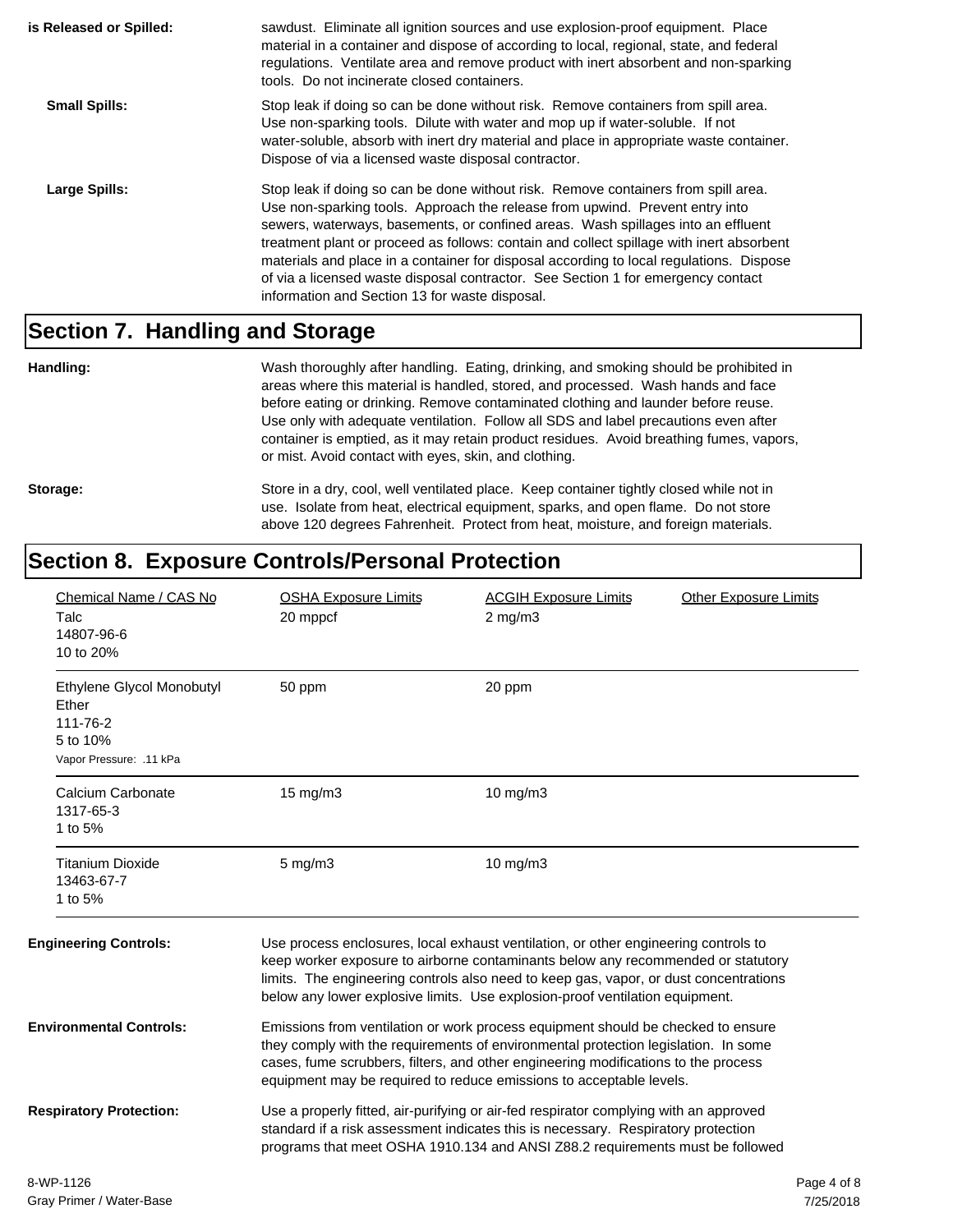| | |
|---|---|
| **is Released or Spilled:** | sawdust. Eliminate all ignition sources and use explosion-proof equipment. Place material in a container and dispose of according to local, regional, state, and federal regulations. Ventilate area and remove product with inert absorbent and non-sparking tools. Do not incinerate closed containers. |
| **Small Spills:** | Stop leak if doing so can be done without risk. Remove containers from spill area. Use non-sparking tools. Dilute with water and mop up if water-soluble. If not water-soluble, absorb with inert dry material and place in appropriate waste container. Dispose of via a licensed waste disposal contractor. |
| **Large Spills:** | Stop leak if doing so can be done without risk. Remove containers from spill area. Use non-sparking tools. Approach the release from upwind. Prevent entry into sewers, waterways, basements, or confined areas. Wash spillages into an effluent treatment plant or proceed as follows: contain and collect spillage with inert absorbent materials and place in a container for disposal according to local regulations. Dispose of via a licensed waste disposal contractor. See Section 1 for emergency contact information and Section 13 for waste disposal. |

## Section 7. Handling and Storage

**Handling:** Wash thoroughly after handling. Eating, drinking, and smoking should be prohibited in areas where this material is handled, stored, and processed. Wash hands and face before eating or drinking. Remove contaminated clothing and launder before reuse. Use only with adequate ventilation. Follow all SDS and label precautions even after container is emptied, as it may retain product residues. Avoid breathing fumes, vapors, or mist. Avoid contact with eyes, skin, and clothing.

**Storage:** Store in a dry, cool, well ventilated place. Keep container tightly closed while not in use. Isolate from heat, electrical equipment, sparks, and open flame. Do not store above 120 degrees Fahrenheit. Protect from heat, moisture, and foreign materials.

## Section 8. Exposure Controls/Personal Protection

| Chemical Name / CAS No | OSHA Exposure Limits | ACGIH Exposure Limits | Other Exposure Limits |
|---|---|---|---|
| Talc<br>14807-96-6<br>10 to 20% | 20 mppcf | 2 mg/m3 | |
| Ethylene Glycol Monobutyl Ether<br>111-76-2<br>5 to 10%<br>Vapor Pressure: .11 kPa | 50 ppm | 20 ppm | |
| Calcium Carbonate<br>1317-65-3<br>1 to 5% | 15 mg/m3 | 10 mg/m3 | |
| Titanium Dioxide<br>13463-67-7<br>1 to 5% | 5 mg/m3 | 10 mg/m3 | |

**Engineering Controls:** Use process enclosures, local exhaust ventilation, or other engineering controls to keep worker exposure to airborne contaminants below any recommended or statutory limits. The engineering controls also need to keep gas, vapor, or dust concentrations below any lower explosive limits. Use explosion-proof ventilation equipment.

**Environmental Controls:** Emissions from ventilation or work process equipment should be checked to ensure they comply with the requirements of environmental protection legislation. In some cases, fume scrubbers, filters, and other engineering modifications to the process equipment may be required to reduce emissions to acceptable levels.

**Respiratory Protection:** Use a properly fitted, air-purifying or air-fed respirator complying with an approved standard if a risk assessment indicates this is necessary. Respiratory protection programs that meet OSHA 1910.134 and ANSI Z88.2 requirements must be followed

8-WP-1126
Gray Primer / Water-Base

7/25/2018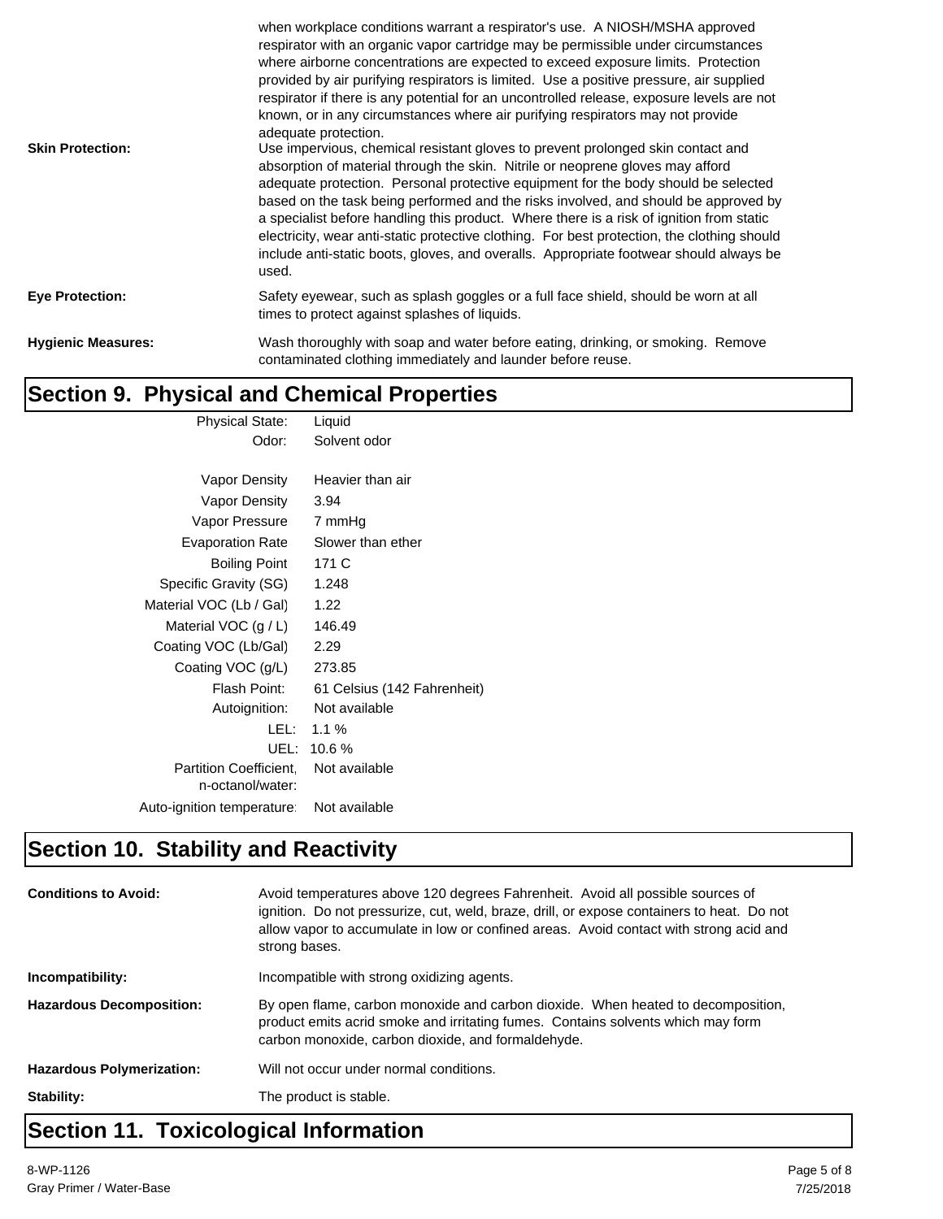when workplace conditions warrant a respirator's use. A NIOSH/MSHA approved respirator with an organic vapor cartridge may be permissible under circumstances where airborne concentrations are expected to exceed exposure limits. Protection provided by air purifying respirators is limited. Use a positive pressure, air supplied respirator if there is any potential for an uncontrolled release, exposure levels are not known, or in any circumstances where air purifying respirators may not provide adequate protection.

**Skin Protection:** Use impervious, chemical resistant gloves to prevent prolonged skin contact and absorption of material through the skin. Nitrile or neoprene gloves may afford adequate protection. Personal protective equipment for the body should be selected based on the task being performed and the risks involved, and should be approved by a specialist before handling this product. Where there is a risk of ignition from static electricity, wear anti-static protective clothing. For best protection, the clothing should include anti-static boots, gloves, and overalls. Appropriate footwear should always be used.

**Eye Protection:** Safety eyewear, such as splash goggles or a full face shield, should be worn at all times to protect against splashes of liquids.

**Hygienic Measures:** Wash thoroughly with soap and water before eating, drinking, or smoking. Remove contaminated clothing immediately and launder before reuse.

## Section 9. Physical and Chemical Properties

| Property | Value |
|---|---|
| Physical State: | Liquid |
| Odor: | Solvent odor |
| Vapor Density | Heavier than air |
| Vapor Density | 3.94 |
| Vapor Pressure | 7 mmHg |
| Evaporation Rate | Slower than ether |
| Boiling Point | 171 C |
| Specific Gravity (SG) | 1.248 |
| Material VOC (Lb / Gal) | 1.22 |
| Material VOC (g / L) | 146.49 |
| Coating VOC (Lb/Gal) | 2.29 |
| Coating VOC (g/L) | 273.85 |
| Flash Point: | 61 Celsius (142 Fahrenheit) |
| Autoignition: | Not available |
| LEL: | 1.1 % |
| UEL: | 10.6 % |
| Partition Coefficient, n-octanol/water: | Not available |
| Auto-ignition temperature: | Not available |

## Section 10. Stability and Reactivity

**Conditions to Avoid:** Avoid temperatures above 120 degrees Fahrenheit. Avoid all possible sources of ignition. Do not pressurize, cut, weld, braze, drill, or expose containers to heat. Do not allow vapor to accumulate in low or confined areas. Avoid contact with strong acid and strong bases.

**Incompatibility:** Incompatible with strong oxidizing agents.

**Hazardous Decomposition:** By open flame, carbon monoxide and carbon dioxide. When heated to decomposition, product emits acrid smoke and irritating fumes. Contains solvents which may form carbon monoxide, carbon dioxide, and formaldehyde.

**Hazardous Polymerization:** Will not occur under normal conditions.

**Stability:** The product is stable.

## Section 11. Toxicological Information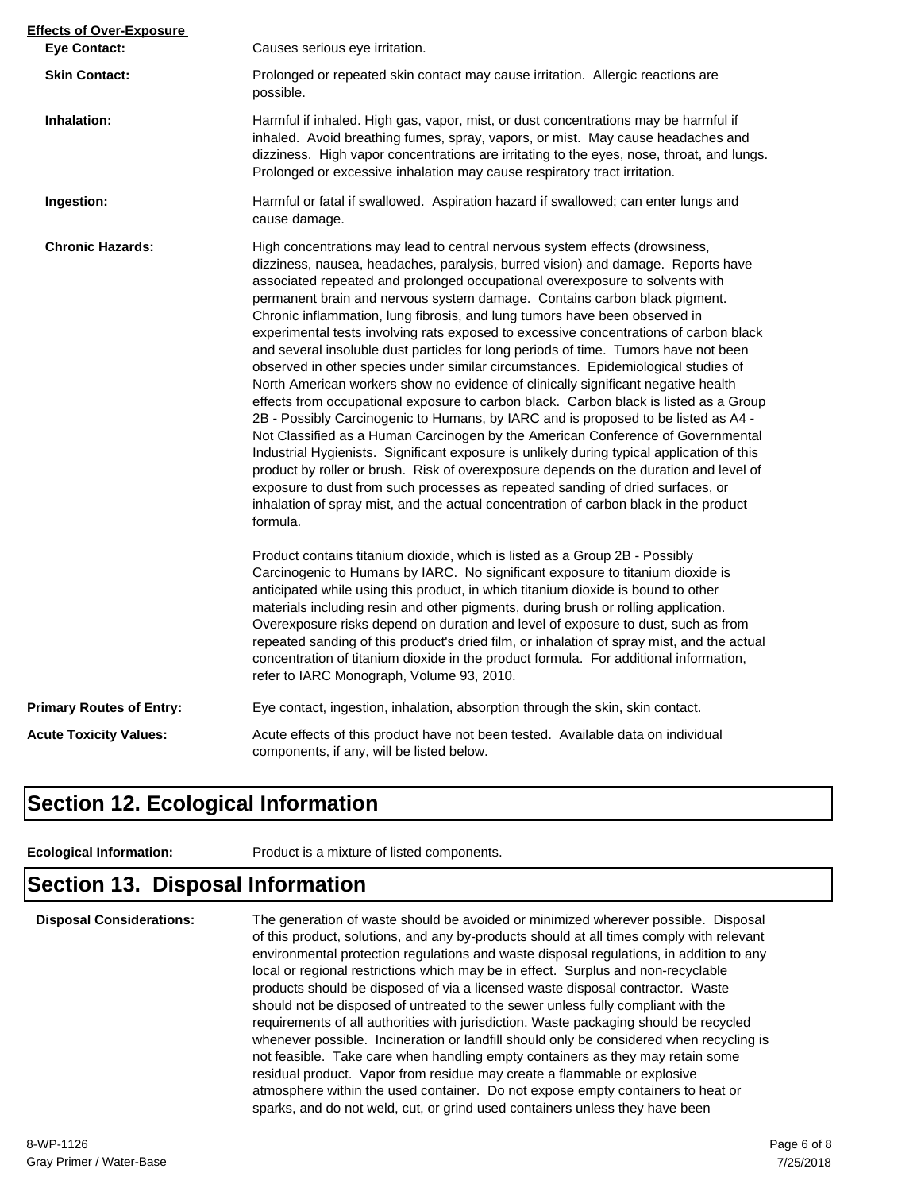**Effects of Over-Exposure**

**Eye Contact:** Causes serious eye irritation.

**Skin Contact:** Prolonged or repeated skin contact may cause irritation. Allergic reactions are possible.

**Inhalation:** Harmful if inhaled. High gas, vapor, mist, or dust concentrations may be harmful if inhaled. Avoid breathing fumes, spray, vapors, or mist. May cause headaches and dizziness. High vapor concentrations are irritating to the eyes, nose, throat, and lungs. Prolonged or excessive inhalation may cause respiratory tract irritation.

**Ingestion:** Harmful or fatal if swallowed. Aspiration hazard if swallowed; can enter lungs and cause damage.

**Chronic Hazards:** High concentrations may lead to central nervous system effects (drowsiness, dizziness, nausea, headaches, paralysis, burred vision) and damage. Reports have associated repeated and prolonged occupational overexposure to solvents with permanent brain and nervous system damage. Contains carbon black pigment. Chronic inflammation, lung fibrosis, and lung tumors have been observed in experimental tests involving rats exposed to excessive concentrations of carbon black and several insoluble dust particles for long periods of time. Tumors have not been observed in other species under similar circumstances. Epidemiological studies of North American workers show no evidence of clinically significant negative health effects from occupational exposure to carbon black. Carbon black is listed as a Group 2B - Possibly Carcinogenic to Humans, by IARC and is proposed to be listed as A4 - Not Classified as a Human Carcinogen by the American Conference of Governmental Industrial Hygienists. Significant exposure is unlikely during typical application of this product by roller or brush. Risk of overexposure depends on the duration and level of exposure to dust from such processes as repeated sanding of dried surfaces, or inhalation of spray mist, and the actual concentration of carbon black in the product formula.

Product contains titanium dioxide, which is listed as a Group 2B - Possibly Carcinogenic to Humans by IARC. No significant exposure to titanium dioxide is anticipated while using this product, in which titanium dioxide is bound to other materials including resin and other pigments, during brush or rolling application. Overexposure risks depend on duration and level of exposure to dust, such as from repeated sanding of this product's dried film, or inhalation of spray mist, and the actual concentration of titanium dioxide in the product formula. For additional information, refer to IARC Monograph, Volume 93, 2010.

**Primary Routes of Entry:** Eye contact, ingestion, inhalation, absorption through the skin, skin contact.

**Acute Toxicity Values:** Acute effects of this product have not been tested. Available data on individual components, if any, will be listed below.

## Section 12. Ecological Information

**Ecological Information:** Product is a mixture of listed components.

## Section 13. Disposal Information

**Disposal Considerations:** The generation of waste should be avoided or minimized wherever possible. Disposal of this product, solutions, and any by-products should at all times comply with relevant environmental protection regulations and waste disposal regulations, in addition to any local or regional restrictions which may be in effect. Surplus and non-recyclable products should be disposed of via a licensed waste disposal contractor. Waste should not be disposed of untreated to the sewer unless fully compliant with the requirements of all authorities with jurisdiction. Waste packaging should be recycled whenever possible. Incineration or landfill should only be considered when recycling is not feasible. Take care when handling empty containers as they may retain some residual product. Vapor from residue may create a flammable or explosive atmosphere within the used container. Do not expose empty containers to heat or sparks, and do not weld, cut, or grind used containers unless they have been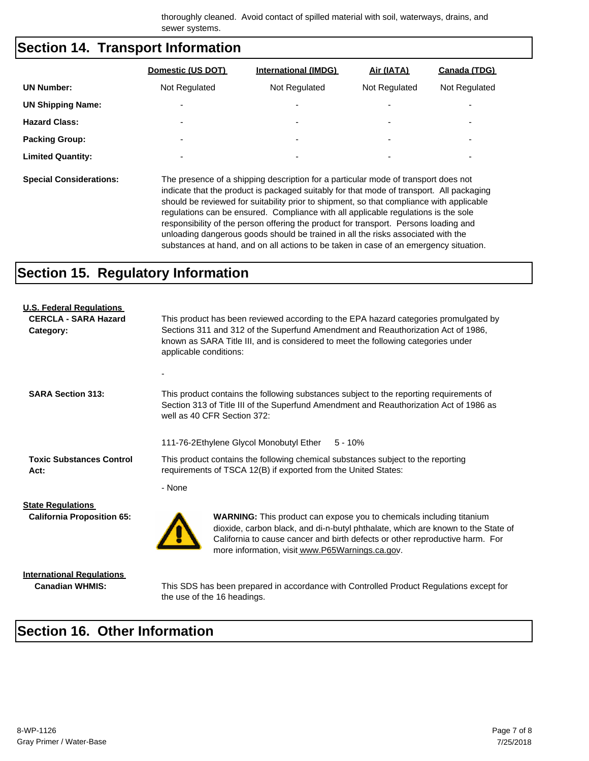thoroughly cleaned. Avoid contact of spilled material with soil, waterways, drains, and sewer systems.

## Section 14. Transport Information

| | Domestic (US DOT) | International (IMDG) | Air (IATA) | Canada (TDG) |
|---|---|---|---|---|
| **UN Number:** | Not Regulated | Not Regulated | Not Regulated | Not Regulated |
| **UN Shipping Name:** | - | - | - | - |
| **Hazard Class:** | - | - | - | - |
| **Packing Group:** | - | - | - | - |
| **Limited Quantity:** | - | - | - | - |

**Special Considerations:** The presence of a shipping description for a particular mode of transport does not indicate that the product is packaged suitably for that mode of transport. All packaging should be reviewed for suitability prior to shipment, so that compliance with applicable regulations can be ensured. Compliance with all applicable regulations is the sole responsibility of the person offering the product for transport. Persons loading and unloading dangerous goods should be trained in all the risks associated with the substances at hand, and on all actions to be taken in case of an emergency situation.

## Section 15. Regulatory Information

**U.S. Federal Regulations**

**CERCLA - SARA Hazard Category:** This product has been reviewed according to the EPA hazard categories promulgated by Sections 311 and 312 of the Superfund Amendment and Reauthorization Act of 1986, known as SARA Title III, and is considered to meet the following categories under applicable conditions:

-

**SARA Section 313:** This product contains the following substances subject to the reporting requirements of Section 313 of Title III of the Superfund Amendment and Reauthorization Act of 1986 as well as 40 CFR Section 372:

111-76-2 Ethylene Glycol Monobutyl Ether 5 - 10%

**Toxic Substances Control Act:** This product contains the following chemical substances subject to the reporting requirements of TSCA 12(B) if exported from the United States:

- None

**State Regulations**

**California Proposition 65:** **WARNING:** This product can expose you to chemicals including titanium dioxide, carbon black, and di-n-butyl phthalate, which are known to the State of California to cause cancer and birth defects or other reproductive harm. For more information, visit www.P65Warnings.ca.gov.

**International Regulations**

**Canadian WHMIS:** This SDS has been prepared in accordance with Controlled Product Regulations except for the use of the 16 headings.

## Section 16. Other Information

8-WP-1126
Gray Primer / Water-Base

7/25/2018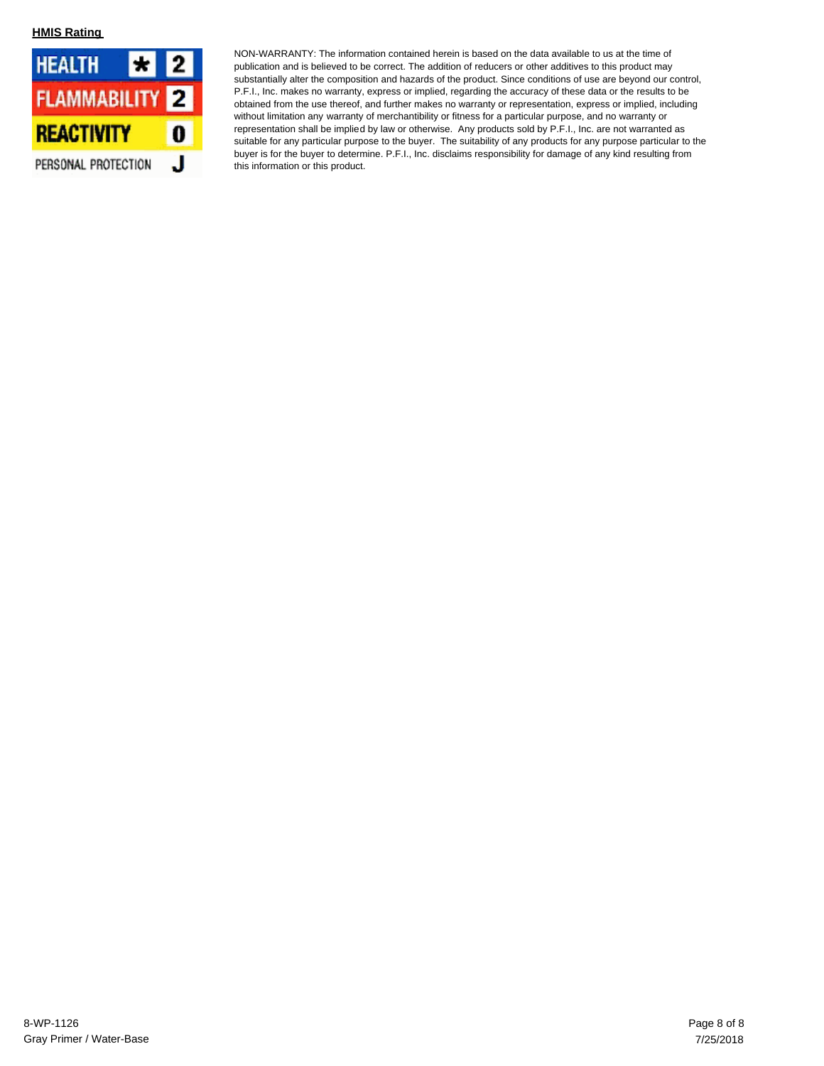**HMIS Rating**

| | | |
|---|---|---|
| HEALTH | * | 2 |
| FLAMMABILITY | | 2 |
| REACTIVITY | | 0 |
| PERSONAL PROTECTION | | J |

NON-WARRANTY: The information contained herein is based on the data available to us at the time of publication and is believed to be correct. The addition of reducers or other additives to this product may substantially alter the composition and hazards of the product. Since conditions of use are beyond our control, P.F.I., Inc. makes no warranty, express or implied, regarding the accuracy of these data or the results to be obtained from the use thereof, and further makes no warranty or representation, express or implied, including without limitation any warranty of merchantibility or fitness for a particular purpose, and no warranty or representation shall be implied by law or otherwise. Any products sold by P.F.I., Inc. are not warranted as suitable for any particular purpose to the buyer. The suitability of any products for any purpose particular to the buyer is for the buyer to determine. P.F.I., Inc. disclaims responsibility for damage of any kind resulting from this information or this product.